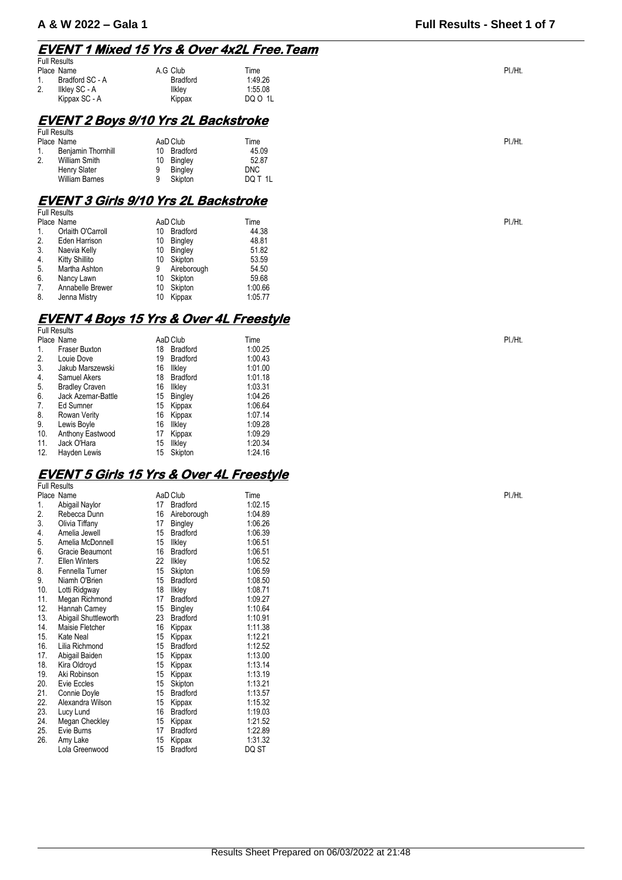# A & W 2022 – Gala 1

**Full Results - Sheet 1 of 7**

## EVENT 1 Mixed 15 Yrs & Over 4x2L Free.Team

Full Results

| Place | Name | A.G | Club | Time | Pl./Ht. |
|---|---|---|---|---|---|
| 1. | Bradford SC - A | | Bradford | 1:49.26 | |
| 2. | Ilkley SC - A | | Ilkley | 1:55.08 | |
| | Kippax SC - A | | Kippax | DQ O 1L | |

## EVENT 2 Boys 9/10 Yrs 2L Backstroke

Full Results

| Place | Name | AaD | Club | Time | Pl./Ht. |
|---|---|---|---|---|---|
| 1. | Benjamin Thornhill | 10 | Bradford | 45.09 | |
| 2. | William Smith | 10 | Bingley | 52.87 | |
| | Henry Slater | 9 | Bingley | DNC | |
| | William Barnes | 9 | Skipton | DQ T 1L | |

## EVENT 3 Girls 9/10 Yrs 2L Backstroke

Full Results

| Place | Name | AaD | Club | Time | Pl./Ht. |
|---|---|---|---|---|---|
| 1. | Orlaith O'Carroll | 10 | Bradford | 44.38 | |
| 2. | Eden Harrison | 10 | Bingley | 48.81 | |
| 3. | Naevia Kelly | 10 | Bingley | 51.82 | |
| 4. | Kitty Shillito | 10 | Skipton | 53.59 | |
| 5. | Martha Ashton | 9 | Aireborough | 54.50 | |
| 6. | Nancy Lawn | 10 | Skipton | 59.68 | |
| 7. | Annabelle Brewer | 10 | Skipton | 1:00.66 | |
| 8. | Jenna Mistry | 10 | Kippax | 1:05.77 | |

## EVENT 4 Boys 15 Yrs & Over 4L Freestyle

Full Results

| Place | Name | AaD | Club | Time | Pl./Ht. |
|---|---|---|---|---|---|
| 1. | Fraser Buxton | 18 | Bradford | 1:00.25 | |
| 2. | Louie Dove | 19 | Bradford | 1:00.43 | |
| 3. | Jakub Marszewski | 16 | Ilkley | 1:01.00 | |
| 4. | Samuel Akers | 18 | Bradford | 1:01.18 | |
| 5. | Bradley Craven | 16 | Ilkley | 1:03.31 | |
| 6. | Jack Azemar-Battle | 15 | Bingley | 1:04.26 | |
| 7. | Ed Sumner | 15 | Kippax | 1:06.64 | |
| 8. | Rowan Verity | 16 | Kippax | 1:07.14 | |
| 9. | Lewis Boyle | 16 | Ilkley | 1:09.28 | |
| 10. | Anthony Eastwood | 17 | Kippax | 1:09.29 | |
| 11. | Jack O'Hara | 15 | Ilkley | 1:20.34 | |
| 12. | Hayden Lewis | 15 | Skipton | 1:24.16 | |

## EVENT 5 Girls 15 Yrs & Over 4L Freestyle

Full Results

| Place | Name | AaD | Club | Time | Pl./Ht. |
|---|---|---|---|---|---|
| 1. | Abigail Naylor | 17 | Bradford | 1:02.15 | |
| 2. | Rebecca Dunn | 16 | Aireborough | 1:04.89 | |
| 3. | Olivia Tiffany | 17 | Bingley | 1:06.26 | |
| 4. | Amelia Jewell | 15 | Bradford | 1:06.39 | |
| 5. | Amelia McDonnell | 15 | Ilkley | 1:06.51 | |
| 6. | Gracie Beaumont | 16 | Bradford | 1:06.51 | |
| 7. | Ellen Winters | 22 | Ilkley | 1:06.52 | |
| 8. | Fennella Turner | 15 | Skipton | 1:06.59 | |
| 9. | Niamh O'Brien | 15 | Bradford | 1:08.50 | |
| 10. | Lotti Ridgway | 18 | Ilkley | 1:08.71 | |
| 11. | Megan Richmond | 17 | Bradford | 1:09.27 | |
| 12. | Hannah Carney | 15 | Bingley | 1:10.64 | |
| 13. | Abigail Shuttleworth | 23 | Bradford | 1:10.91 | |
| 14. | Maisie Fletcher | 16 | Kippax | 1:11.38 | |
| 15. | Kate Neal | 15 | Kippax | 1:12.21 | |
| 16. | Lilia Richmond | 15 | Bradford | 1:12.52 | |
| 17. | Abigail Baiden | 15 | Kippax | 1:13.00 | |
| 18. | Kira Oldroyd | 15 | Kippax | 1:13.14 | |
| 19. | Aki Robinson | 15 | Kippax | 1:13.19 | |
| 20. | Evie Eccles | 15 | Skipton | 1:13.21 | |
| 21. | Connie Doyle | 15 | Bradford | 1:13.57 | |
| 22. | Alexandra Wilson | 15 | Kippax | 1:15.32 | |
| 23. | Lucy Lund | 16 | Bradford | 1:19.03 | |
| 24. | Megan Checkley | 15 | Kippax | 1:21.52 | |
| 25. | Evie Burns | 17 | Bradford | 1:22.89 | |
| 26. | Amy Lake | 15 | Kippax | 1:31.32 | |
| | Lola Greenwood | 15 | Bradford | DQ ST | |

Results Sheet Prepared on 06/03/2022 at 21:48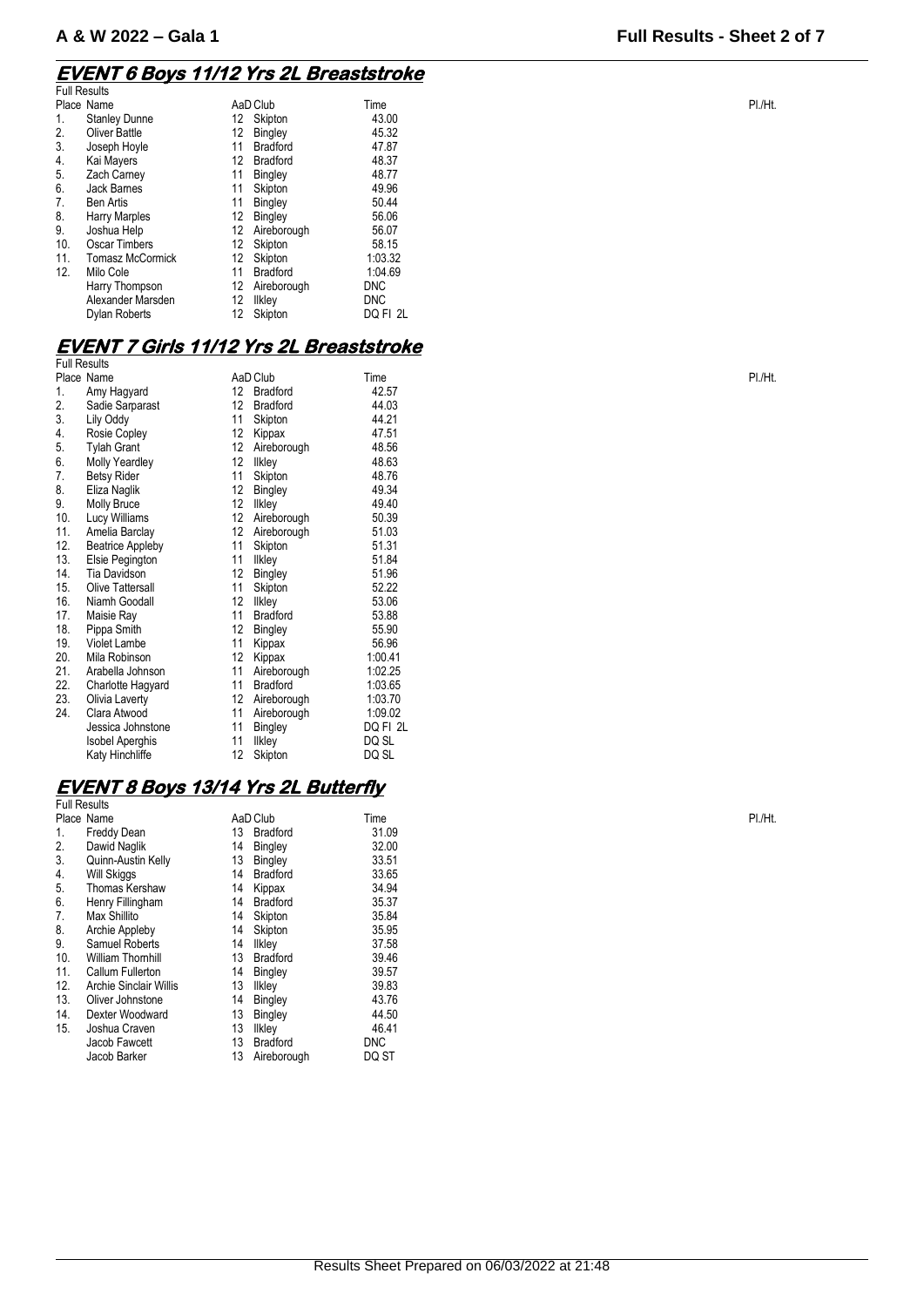## EVENT 6 Boys 11/12 Yrs 2L Breaststroke

Full Results

| Place | Name | AaD | Club | Time | Pl./Ht. |
|---|---|---|---|---|---|
| 1. | Stanley Dunne | 12 | Skipton | 43.00 | |
| 2. | Oliver Battle | 12 | Bingley | 45.32 | |
| 3. | Joseph Hoyle | 11 | Bradford | 47.87 | |
| 4. | Kai Mayers | 12 | Bradford | 48.37 | |
| 5. | Zach Carney | 11 | Bingley | 48.77 | |
| 6. | Jack Barnes | 11 | Skipton | 49.96 | |
| 7. | Ben Artis | 11 | Bingley | 50.44 | |
| 8. | Harry Marples | 12 | Bingley | 56.06 | |
| 9. | Joshua Help | 12 | Aireborough | 56.07 | |
| 10. | Oscar Timbers | 12 | Skipton | 58.15 | |
| 11. | Tomasz McCormick | 12 | Skipton | 1:03.32 | |
| 12. | Milo Cole | 11 | Bradford | 1:04.69 | |
| | Harry Thompson | 12 | Aireborough | DNC | |
| | Alexander Marsden | 12 | Ilkley | DNC | |
| | Dylan Roberts | 12 | Skipton | DQ FI 2L | |

## EVENT 7 Girls 11/12 Yrs 2L Breaststroke

Full Results

| Place | Name | AaD | Club | Time | Pl./Ht. |
|---|---|---|---|---|---|
| 1. | Amy Hagyard | 12 | Bradford | 42.57 | |
| 2. | Sadie Sarparast | 12 | Bradford | 44.03 | |
| 3. | Lily Oddy | 11 | Skipton | 44.21 | |
| 4. | Rosie Copley | 12 | Kippax | 47.51 | |
| 5. | Tylah Grant | 12 | Aireborough | 48.56 | |
| 6. | Molly Yeardley | 12 | Ilkley | 48.63 | |
| 7. | Betsy Rider | 11 | Skipton | 48.76 | |
| 8. | Eliza Naglik | 12 | Bingley | 49.34 | |
| 9. | Molly Bruce | 12 | Ilkley | 49.40 | |
| 10. | Lucy Williams | 12 | Aireborough | 50.39 | |
| 11. | Amelia Barclay | 12 | Aireborough | 51.03 | |
| 12. | Beatrice Appleby | 11 | Skipton | 51.31 | |
| 13. | Elsie Pegington | 11 | Ilkley | 51.84 | |
| 14. | Tia Davidson | 12 | Bingley | 51.96 | |
| 15. | Olive Tattersall | 11 | Skipton | 52.22 | |
| 16. | Niamh Goodall | 12 | Ilkley | 53.06 | |
| 17. | Maisie Ray | 11 | Bradford | 53.88 | |
| 18. | Pippa Smith | 12 | Bingley | 55.90 | |
| 19. | Violet Lambe | 11 | Kippax | 56.96 | |
| 20. | Mila Robinson | 12 | Kippax | 1:00.41 | |
| 21. | Arabella Johnson | 11 | Aireborough | 1:02.25 | |
| 22. | Charlotte Hagyard | 11 | Bradford | 1:03.65 | |
| 23. | Olivia Laverty | 12 | Aireborough | 1:03.70 | |
| 24. | Clara Atwood | 11 | Aireborough | 1:09.02 | |
| | Jessica Johnstone | 11 | Bingley | DQ FI 2L | |
| | Isobel Aperghis | 11 | Ilkley | DQ SL | |
| | Katy Hinchliffe | 12 | Skipton | DQ SL | |

## EVENT 8 Boys 13/14 Yrs 2L Butterfly

Full Results

| Place | Name | AaD | Club | Time | Pl./Ht. |
|---|---|---|---|---|---|
| 1. | Freddy Dean | 13 | Bradford | 31.09 | |
| 2. | Dawid Naglik | 14 | Bingley | 32.00 | |
| 3. | Quinn-Austin Kelly | 13 | Bingley | 33.51 | |
| 4. | Will Skiggs | 14 | Bradford | 33.65 | |
| 5. | Thomas Kershaw | 14 | Kippax | 34.94 | |
| 6. | Henry Fillingham | 14 | Bradford | 35.37 | |
| 7. | Max Shillito | 14 | Skipton | 35.84 | |
| 8. | Archie Appleby | 14 | Skipton | 35.95 | |
| 9. | Samuel Roberts | 14 | Ilkley | 37.58 | |
| 10. | William Thornhill | 13 | Bradford | 39.46 | |
| 11. | Callum Fullerton | 14 | Bingley | 39.57 | |
| 12. | Archie Sinclair Willis | 13 | Ilkley | 39.83 | |
| 13. | Oliver Johnstone | 14 | Bingley | 43.76 | |
| 14. | Dexter Woodward | 13 | Bingley | 44.50 | |
| 15. | Joshua Craven | 13 | Ilkley | 46.41 | |
| | Jacob Fawcett | 13 | Bradford | DNC | |
| | Jacob Barker | 13 | Aireborough | DQ ST | |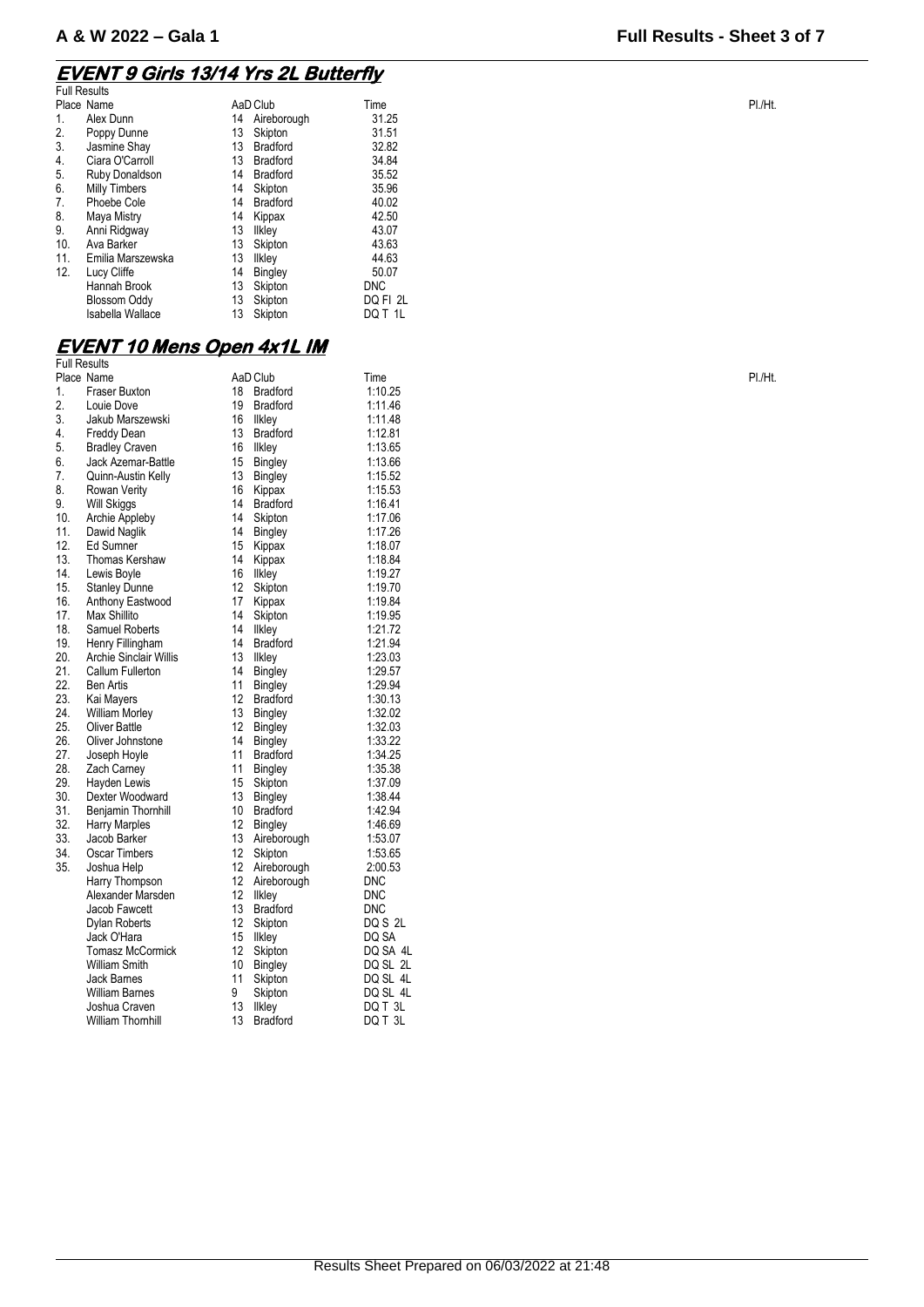## EVENT 9 Girls 13/14 Yrs 2L Butterfly

Full Results

| Place | Name | AaD | Club | Time | Pl./Ht. |
|---|---|---|---|---|---|
| 1. | Alex Dunn | 14 | Aireborough | 31.25 | |
| 2. | Poppy Dunne | 13 | Skipton | 31.51 | |
| 3. | Jasmine Shay | 13 | Bradford | 32.82 | |
| 4. | Ciara O'Carroll | 13 | Bradford | 34.84 | |
| 5. | Ruby Donaldson | 14 | Bradford | 35.52 | |
| 6. | Milly Timbers | 14 | Skipton | 35.96 | |
| 7. | Phoebe Cole | 14 | Bradford | 40.02 | |
| 8. | Maya Mistry | 14 | Kippax | 42.50 | |
| 9. | Anni Ridgway | 13 | Ilkley | 43.07 | |
| 10. | Ava Barker | 13 | Skipton | 43.63 | |
| 11. | Emilia Marszewska | 13 | Ilkley | 44.63 | |
| 12. | Lucy Cliffe | 14 | Bingley | 50.07 | |
| | Hannah Brook | 13 | Skipton | DNC | |
| | Blossom Oddy | 13 | Skipton | DQ FI 2L | |
| | Isabella Wallace | 13 | Skipton | DQ T 1L | |

## EVENT 10 Mens Open 4x1L IM

Full Results

| Place | Name | AaD | Club | Time | Pl./Ht. |
|---|---|---|---|---|---|
| 1. | Fraser Buxton | 18 | Bradford | 1:10.25 | |
| 2. | Louie Dove | 19 | Bradford | 1:11.46 | |
| 3. | Jakub Marszewski | 16 | Ilkley | 1:11.48 | |
| 4. | Freddy Dean | 13 | Bradford | 1:12.81 | |
| 5. | Bradley Craven | 16 | Ilkley | 1:13.65 | |
| 6. | Jack Azemar-Battle | 15 | Bingley | 1:13.66 | |
| 7. | Quinn-Austin Kelly | 13 | Bingley | 1:15.52 | |
| 8. | Rowan Verity | 16 | Kippax | 1:15.53 | |
| 9. | Will Skiggs | 14 | Bradford | 1:16.41 | |
| 10. | Archie Appleby | 14 | Skipton | 1:17.06 | |
| 11. | Dawid Naglik | 14 | Bingley | 1:17.26 | |
| 12. | Ed Sumner | 15 | Kippax | 1:18.07 | |
| 13. | Thomas Kershaw | 14 | Kippax | 1:18.84 | |
| 14. | Lewis Boyle | 16 | Ilkley | 1:19.27 | |
| 15. | Stanley Dunne | 12 | Skipton | 1:19.70 | |
| 16. | Anthony Eastwood | 17 | Kippax | 1:19.84 | |
| 17. | Max Shillito | 14 | Skipton | 1:19.95 | |
| 18. | Samuel Roberts | 14 | Ilkley | 1:21.72 | |
| 19. | Henry Fillingham | 14 | Bradford | 1:21.94 | |
| 20. | Archie Sinclair Willis | 13 | Ilkley | 1:23.03 | |
| 21. | Callum Fullerton | 14 | Bingley | 1:29.57 | |
| 22. | Ben Artis | 11 | Bingley | 1:29.94 | |
| 23. | Kai Mayers | 12 | Bradford | 1:30.13 | |
| 24. | William Morley | 13 | Bingley | 1:32.02 | |
| 25. | Oliver Battle | 12 | Bingley | 1:32.03 | |
| 26. | Oliver Johnstone | 14 | Bingley | 1:33.22 | |
| 27. | Joseph Hoyle | 11 | Bradford | 1:34.25 | |
| 28. | Zach Carney | 11 | Bingley | 1:35.38 | |
| 29. | Hayden Lewis | 15 | Skipton | 1:37.09 | |
| 30. | Dexter Woodward | 13 | Bingley | 1:38.44 | |
| 31. | Benjamin Thornhill | 10 | Bradford | 1:42.94 | |
| 32. | Harry Marples | 12 | Bingley | 1:46.69 | |
| 33. | Jacob Barker | 13 | Aireborough | 1:53.07 | |
| 34. | Oscar Timbers | 12 | Skipton | 1:53.65 | |
| 35. | Joshua Help | 12 | Aireborough | 2:00.53 | |
| | Harry Thompson | 12 | Aireborough | DNC | |
| | Alexander Marsden | 12 | Ilkley | DNC | |
| | Jacob Fawcett | 13 | Bradford | DNC | |
| | Dylan Roberts | 12 | Skipton | DQ S 2L | |
| | Jack O'Hara | 15 | Ilkley | DQ SA | |
| | Tomasz McCormick | 12 | Skipton | DQ SA 4L | |
| | William Smith | 10 | Bingley | DQ SL 2L | |
| | Jack Barnes | 11 | Skipton | DQ SL 4L | |
| | William Barnes | 9 | Skipton | DQ SL 4L | |
| | Joshua Craven | 13 | Ilkley | DQ T 3L | |
| | William Thornhill | 13 | Bradford | DQ T 3L | |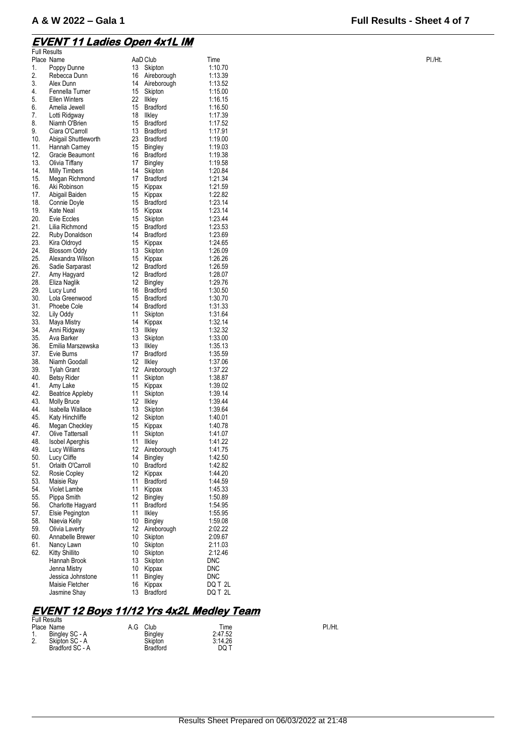## EVENT 11 Ladies Open 4x1L IM

Full Results

| Place | Name | AaD | Club | Time | Pl./Ht. |
|---|---|---|---|---|---|
| 1. | Poppy Dunne | 13 | Skipton | 1:10.70 | |
| 2. | Rebecca Dunn | 16 | Aireborough | 1:13.39 | |
| 3. | Alex Dunn | 14 | Aireborough | 1:13.52 | |
| 4. | Fennella Turner | 15 | Skipton | 1:15.00 | |
| 5. | Ellen Winters | 22 | Ilkley | 1:16.15 | |
| 6. | Amelia Jewell | 15 | Bradford | 1:16.50 | |
| 7. | Lotti Ridgway | 18 | Ilkley | 1:17.39 | |
| 8. | Niamh O'Brien | 15 | Bradford | 1:17.52 | |
| 9. | Ciara O'Carroll | 13 | Bradford | 1:17.91 | |
| 10. | Abigail Shuttleworth | 23 | Bradford | 1:19.00 | |
| 11. | Hannah Carney | 15 | Bingley | 1:19.03 | |
| 12. | Gracie Beaumont | 16 | Bradford | 1:19.38 | |
| 13. | Olivia Tiffany | 17 | Bingley | 1:19.58 | |
| 14. | Milly Timbers | 14 | Skipton | 1:20.84 | |
| 15. | Megan Richmond | 17 | Bradford | 1:21.34 | |
| 16. | Aki Robinson | 15 | Kippax | 1:21.59 | |
| 17. | Abigail Baiden | 15 | Kippax | 1:22.82 | |
| 18. | Connie Doyle | 15 | Bradford | 1:23.14 | |
| 19. | Kate Neal | 15 | Kippax | 1:23.14 | |
| 20. | Evie Eccles | 15 | Skipton | 1:23.44 | |
| 21. | Lilia Richmond | 15 | Bradford | 1:23.53 | |
| 22. | Ruby Donaldson | 14 | Bradford | 1:23.69 | |
| 23. | Kira Oldroyd | 15 | Kippax | 1:24.65 | |
| 24. | Blossom Oddy | 13 | Skipton | 1:26.09 | |
| 25. | Alexandra Wilson | 15 | Kippax | 1:26.26 | |
| 26. | Sadie Sarparast | 12 | Bradford | 1:26.59 | |
| 27. | Amy Hagyard | 12 | Bradford | 1:28.07 | |
| 28. | Eliza Naglik | 12 | Bingley | 1:29.76 | |
| 29. | Lucy Lund | 16 | Bradford | 1:30.50 | |
| 30. | Lola Greenwood | 15 | Bradford | 1:30.70 | |
| 31. | Phoebe Cole | 14 | Bradford | 1:31.33 | |
| 32. | Lily Oddy | 11 | Skipton | 1:31.64 | |
| 33. | Maya Mistry | 14 | Kippax | 1:32.14 | |
| 34. | Anni Ridgway | 13 | Ilkley | 1:32.32 | |
| 35. | Ava Barker | 13 | Skipton | 1:33.00 | |
| 36. | Emilia Marszewska | 13 | Ilkley | 1:35.13 | |
| 37. | Evie Burns | 17 | Bradford | 1:35.59 | |
| 38. | Niamh Goodall | 12 | Ilkley | 1:37.06 | |
| 39. | Tylah Grant | 12 | Aireborough | 1:37.22 | |
| 40. | Betsy Rider | 11 | Skipton | 1:38.87 | |
| 41. | Amy Lake | 15 | Kippax | 1:39.02 | |
| 42. | Beatrice Appleby | 11 | Skipton | 1:39.14 | |
| 43. | Molly Bruce | 12 | Ilkley | 1:39.44 | |
| 44. | Isabella Wallace | 13 | Skipton | 1:39.64 | |
| 45. | Katy Hinchliffe | 12 | Skipton | 1:40.01 | |
| 46. | Megan Checkley | 15 | Kippax | 1:40.78 | |
| 47. | Olive Tattersall | 11 | Skipton | 1:41.07 | |
| 48. | Isobel Aperghis | 11 | Ilkley | 1:41.22 | |
| 49. | Lucy Williams | 12 | Aireborough | 1:41.75 | |
| 50. | Lucy Cliffe | 14 | Bingley | 1:42.50 | |
| 51. | Orlaith O'Carroll | 10 | Bradford | 1:42.82 | |
| 52. | Rosie Copley | 12 | Kippax | 1:44.20 | |
| 53. | Maisie Ray | 11 | Bradford | 1:44.59 | |
| 54. | Violet Lambe | 11 | Kippax | 1:45.33 | |
| 55. | Pippa Smith | 12 | Bingley | 1:50.89 | |
| 56. | Charlotte Hagyard | 11 | Bradford | 1:54.95 | |
| 57. | Elsie Pegington | 11 | Ilkley | 1:55.95 | |
| 58. | Naevia Kelly | 10 | Bingley | 1:59.08 | |
| 59. | Olivia Laverty | 12 | Aireborough | 2:02.22 | |
| 60. | Annabelle Brewer | 10 | Skipton | 2:09.67 | |
| 61. | Nancy Lawn | 10 | Skipton | 2:11.03 | |
| 62. | Kitty Shillito | 10 | Skipton | 2:12.46 | |
| | Hannah Brook | 13 | Skipton | DNC | |
| | Jenna Mistry | 10 | Kippax | DNC | |
| | Jessica Johnstone | 11 | Bingley | DNC | |
| | Maisie Fletcher | 16 | Kippax | DQ T 2L | |
| | Jasmine Shay | 13 | Bradford | DQ T 2L | |

## EVENT 12 Boys 11/12 Yrs 4x2L Medley Team

Full Results

| Place | Name | A.G | Club | Time | Pl./Ht. |
|---|---|---|---|---|---|
| 1. | Bingley SC - A | | Bingley | 2:47.52 | |
| 2. | Skipton SC - A | | Skipton | 3:14.26 | |
| | Bradford SC - A | | Bradford | DQ T | |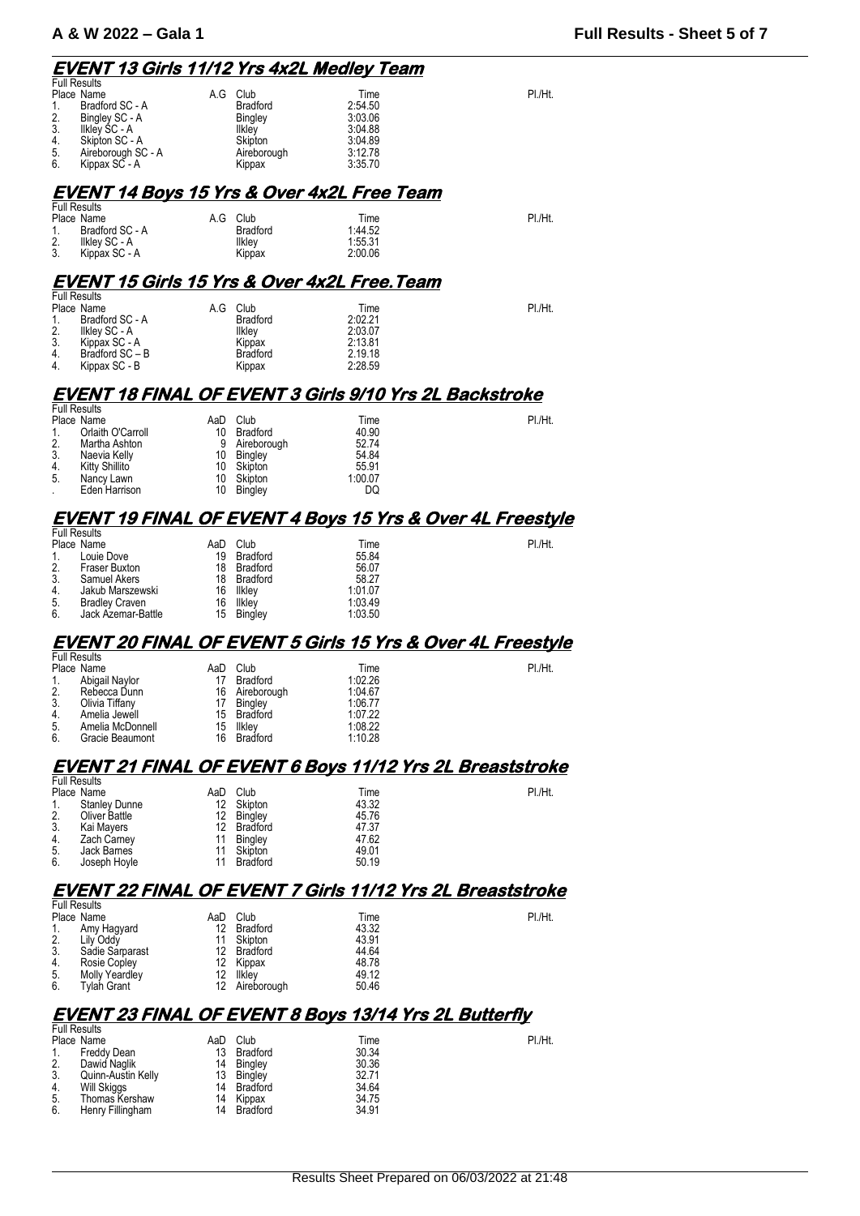## EVENT 13 Girls 11/12 Yrs 4x2L Medley Team

Full Results

| Place | Name | A.G | Club | Time | Pl./Ht. |
|---|---|---|---|---|---|
| 1. | Bradford SC - A | | Bradford | 2:54.50 | |
| 2. | Bingley SC - A | | Bingley | 3:03.06 | |
| 3. | Ilkley SC - A | | Ilkley | 3:04.88 | |
| 4. | Skipton SC - A | | Skipton | 3:04.89 | |
| 5. | Aireborough SC - A | | Aireborough | 3:12.78 | |
| 6. | Kippax SC - A | | Kippax | 3:35.70 | |

## EVENT 14 Boys 15 Yrs & Over 4x2L Free Team

Full Results

| Place | Name | A.G | Club | Time | Pl./Ht. |
|---|---|---|---|---|---|
| 1. | Bradford SC - A | | Bradford | 1:44.52 | |
| 2. | Ilkley SC - A | | Ilkley | 1:55.31 | |
| 3. | Kippax SC - A | | Kippax | 2:00.06 | |

## EVENT 15 Girls 15 Yrs & Over 4x2L Free.Team

Full Results

| Place | Name | A.G | Club | Time | Pl./Ht. |
|---|---|---|---|---|---|
| 1. | Bradford SC - A | | Bradford | 2:02.21 | |
| 2. | Ilkley SC - A | | Ilkley | 2:03.07 | |
| 3. | Kippax SC - A | | Kippax | 2:13.81 | |
| 4. | Bradford SC – B | | Bradford | 2.19.18 | |
| 4. | Kippax SC - B | | Kippax | 2:28.59 | |

## EVENT 18 FINAL OF EVENT 3 Girls 9/10 Yrs 2L Backstroke

Full Results

| Place | Name | AaD | Club | Time | Pl./Ht. |
|---|---|---|---|---|---|
| 1. | Orlaith O'Carroll | 10 | Bradford | 40.90 | |
| 2. | Martha Ashton | 9 | Aireborough | 52.74 | |
| 3. | Naevia Kelly | 10 | Bingley | 54.84 | |
| 4. | Kitty Shillito | 10 | Skipton | 55.91 | |
| 5. | Nancy Lawn | 10 | Skipton | 1:00.07 | |
| . | Eden Harrison | 10 | Bingley | DQ | |

## EVENT 19 FINAL OF EVENT 4 Boys 15 Yrs & Over 4L Freestyle

Full Results

| Place | Name | AaD | Club | Time | Pl./Ht. |
|---|---|---|---|---|---|
| 1. | Louie Dove | 19 | Bradford | 55.84 | |
| 2. | Fraser Buxton | 18 | Bradford | 56.07 | |
| 3. | Samuel Akers | 18 | Bradford | 58.27 | |
| 4. | Jakub Marszewski | 16 | Ilkley | 1:01.07 | |
| 5. | Bradley Craven | 16 | Ilkley | 1:03.49 | |
| 6. | Jack Azemar-Battle | 15 | Bingley | 1:03.50 | |

## EVENT 20 FINAL OF EVENT 5 Girls 15 Yrs & Over 4L Freestyle

Full Results

| Place | Name | AaD | Club | Time | Pl./Ht. |
|---|---|---|---|---|---|
| 1. | Abigail Naylor | 17 | Bradford | 1:02.26 | |
| 2. | Rebecca Dunn | 16 | Aireborough | 1:04.67 | |
| 3. | Olivia Tiffany | 17 | Bingley | 1:06.77 | |
| 4. | Amelia Jewell | 15 | Bradford | 1:07.22 | |
| 5. | Amelia McDonnell | 15 | Ilkley | 1:08.22 | |
| 6. | Gracie Beaumont | 16 | Bradford | 1:10.28 | |

## EVENT 21 FINAL OF EVENT 6 Boys 11/12 Yrs 2L Breaststroke

Full Results

| Place | Name | AaD | Club | Time | Pl./Ht. |
|---|---|---|---|---|---|
| 1. | Stanley Dunne | 12 | Skipton | 43.32 | |
| 2. | Oliver Battle | 12 | Bingley | 45.76 | |
| 3. | Kai Mayers | 12 | Bradford | 47.37 | |
| 4. | Zach Carney | 11 | Bingley | 47.62 | |
| 5. | Jack Barnes | 11 | Skipton | 49.01 | |
| 6. | Joseph Hoyle | 11 | Bradford | 50.19 | |

## EVENT 22 FINAL OF EVENT 7 Girls 11/12 Yrs 2L Breaststroke

Full Results

| Place | Name | AaD | Club | Time | Pl./Ht. |
|---|---|---|---|---|---|
| 1. | Amy Hagyard | 12 | Bradford | 43.32 | |
| 2. | Lily Oddy | 11 | Skipton | 43.91 | |
| 3. | Sadie Sarparast | 12 | Bradford | 44.64 | |
| 4. | Rosie Copley | 12 | Kippax | 48.78 | |
| 5. | Molly Yeardley | 12 | Ilkley | 49.12 | |
| 6. | Tylah Grant | 12 | Aireborough | 50.46 | |

## EVENT 23 FINAL OF EVENT 8 Boys 13/14 Yrs 2L Butterfly

Full Results

| Place | Name | AaD | Club | Time | Pl./Ht. |
|---|---|---|---|---|---|
| 1. | Freddy Dean | 13 | Bradford | 30.34 | |
| 2. | Dawid Naglik | 14 | Bingley | 30.36 | |
| 3. | Quinn-Austin Kelly | 13 | Bingley | 32.71 | |
| 4. | Will Skiggs | 14 | Bradford | 34.64 | |
| 5. | Thomas Kershaw | 14 | Kippax | 34.75 | |
| 6. | Henry Fillingham | 14 | Bradford | 34.91 | |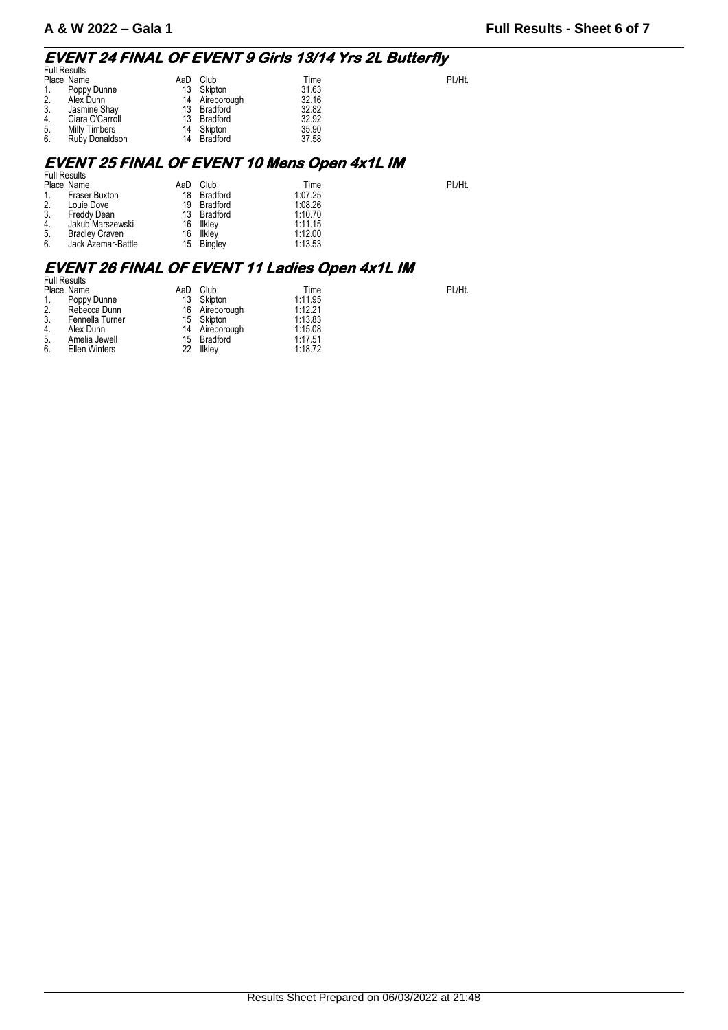## EVENT 24 FINAL OF EVENT 9 Girls 13/14 Yrs 2L Butterfly

Full Results

| Place | Name | AaD | Club | Time | Pl./Ht. |
|---|---|---|---|---|---|
| 1. | Poppy Dunne | 13 | Skipton | 31.63 | |
| 2. | Alex Dunn | 14 | Aireborough | 32.16 | |
| 3. | Jasmine Shay | 13 | Bradford | 32.82 | |
| 4. | Ciara O'Carroll | 13 | Bradford | 32.92 | |
| 5. | Milly Timbers | 14 | Skipton | 35.90 | |
| 6. | Ruby Donaldson | 14 | Bradford | 37.58 | |

## EVENT 25 FINAL OF EVENT 10 Mens Open 4x1L IM

Full Results

| Place | Name | AaD | Club | Time | Pl./Ht. |
|---|---|---|---|---|---|
| 1. | Fraser Buxton | 18 | Bradford | 1:07.25 | |
| 2. | Louie Dove | 19 | Bradford | 1:08.26 | |
| 3. | Freddy Dean | 13 | Bradford | 1:10.70 | |
| 4. | Jakub Marszewski | 16 | Ilkley | 1:11.15 | |
| 5. | Bradley Craven | 16 | Ilkley | 1:12.00 | |
| 6. | Jack Azemar-Battle | 15 | Bingley | 1:13.53 | |

## EVENT 26 FINAL OF EVENT 11 Ladies Open 4x1L IM

Full Results

| Place | Name | AaD | Club | Time | Pl./Ht. |
|---|---|---|---|---|---|
| 1. | Poppy Dunne | 13 | Skipton | 1:11.95 | |
| 2. | Rebecca Dunn | 16 | Aireborough | 1:12.21 | |
| 3. | Fennella Turner | 15 | Skipton | 1:13.83 | |
| 4. | Alex Dunn | 14 | Aireborough | 1:15.08 | |
| 5. | Amelia Jewell | 15 | Bradford | 1:17.51 | |
| 6. | Ellen Winters | 22 | Ilkley | 1:18.72 | |

Results Sheet Prepared on 06/03/2022 at 21:48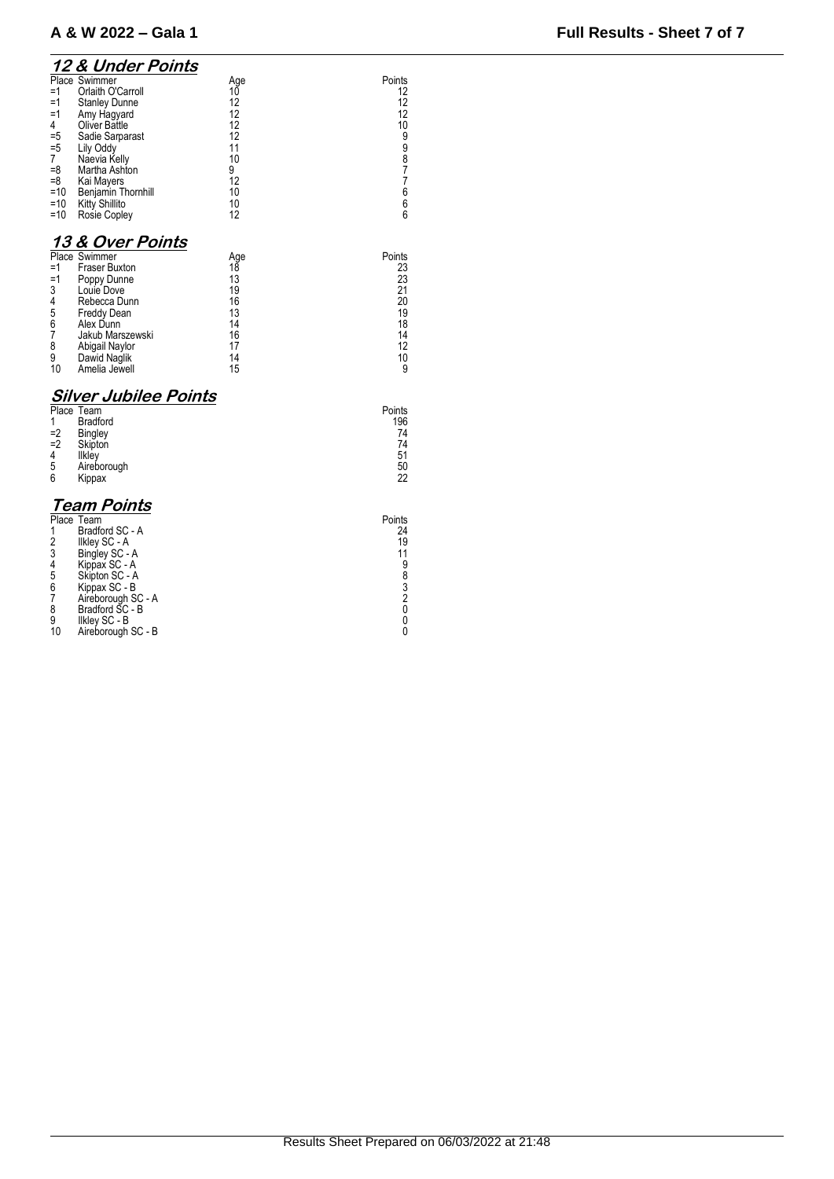## 12 & Under Points

| Place | Swimmer | Age | Points |
|---|---|---|---|
| =1 | Orlaith O'Carroll | 10 | 12 |
| =1 | Stanley Dunne | 12 | 12 |
| =1 | Amy Hagyard | 12 | 12 |
| 4 | Oliver Battle | 12 | 10 |
| =5 | Sadie Sarparast | 12 | 9 |
| =5 | Lily Oddy | 11 | 9 |
| 7 | Naevia Kelly | 10 | 8 |
| =8 | Martha Ashton | 9 | 7 |
| =8 | Kai Mayers | 12 | 7 |
| =10 | Benjamin Thornhill | 10 | 6 |
| =10 | Kitty Shillito | 10 | 6 |
| =10 | Rosie Copley | 12 | 6 |

## 13 & Over Points

| Place | Swimmer | Age | Points |
|---|---|---|---|
| =1 | Fraser Buxton | 18 | 23 |
| =1 | Poppy Dunne | 13 | 23 |
| 3 | Louie Dove | 19 | 21 |
| 4 | Rebecca Dunn | 16 | 20 |
| 5 | Freddy Dean | 13 | 19 |
| 6 | Alex Dunn | 14 | 18 |
| 7 | Jakub Marszewski | 16 | 14 |
| 8 | Abigail Naylor | 17 | 12 |
| 9 | Dawid Naglik | 14 | 10 |
| 10 | Amelia Jewell | 15 | 9 |

## Silver Jubilee Points

| Place | Team | Points |
|---|---|---|
| 1 | Bradford | 196 |
| =2 | Bingley | 74 |
| =2 | Skipton | 74 |
| 4 | Ilkley | 51 |
| 5 | Aireborough | 50 |
| 6 | Kippax | 22 |

## Team Points

| Place | Team | Points |
|---|---|---|
| 1 | Bradford SC - A | 24 |
| 2 | Ilkley SC - A | 19 |
| 3 | Bingley SC - A | 11 |
| 4 | Kippax SC - A | 9 |
| 5 | Skipton SC - A | 8 |
| 6 | Kippax SC - B | 3 |
| 7 | Aireborough SC - A | 2 |
| 8 | Bradford SC - B | 0 |
| 9 | Ilkley SC - B | 0 |
| 10 | Aireborough SC - B | 0 |